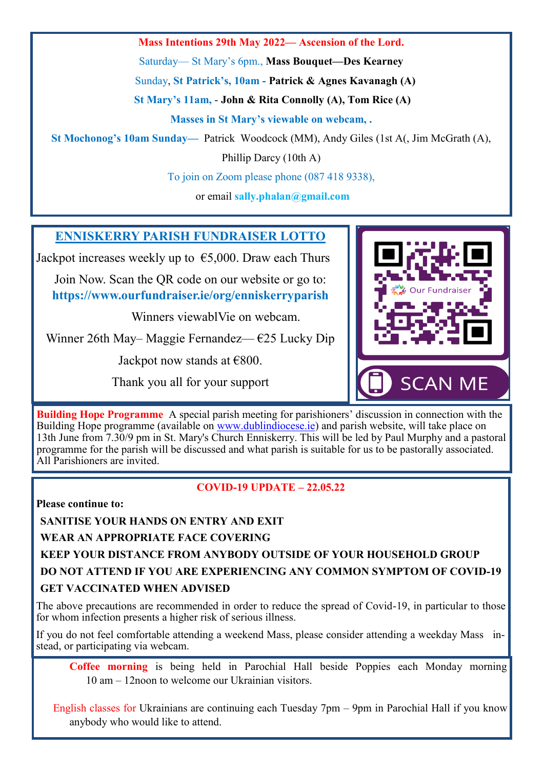**Mass Intentions 29th May 2022— Ascension of the Lord.**

Saturday— St Mary's 6pm., **Mass Bouquet—Des Kearney**

Sunday, **St Patrick's, 10am - Patrick & Agnes Kavanagh (A)**

**St Mary's 11am, - John & Rita Connolly (A), Tom Rice (A)**

**Masses in St Mary's viewable on webcam, .**

**St Mochonog's 10am Sunday—** Patrick Woodcock (MM), Andy Giles (1st A(, Jim McGrath (A), Phillip Darcy (10th A)

To join on Zoom please phone (087 418 9338),

or email **sally.phalan@gmail.com**

## ENNISKERRY PARISH FUNDRAISER LOTTO

Jackpot increases weekly up to €5,000. Draw each Thurs

Join Now. Scan the QR code on our website or go to: **https://www.ourfundraiser.ie/org/enniskerryparish**

Winners viewablVie on webcam.

Winner 26th May– Maggie Fernandez— €25 Lucky Dip

Jackpot now stands at €800.

Thank you all for your support

Our Fundraiser

SCAN ME

**Building Hope Programme** A special parish meeting for parishioners' discussion in connection with the Building Hope programme (available on www.dublindiocese.ie) and parish website, will take place on 13th June from 7.30/9 pm in St. Mary's Church Enniskerry. This will be led by Paul Murphy and a pastoral programme for the parish will be discussed and what parish is suitable for us to be pastorally associated. All Parishioners are invited.

**COVID-19 UPDATE – 22.05.22**

**Please continue to:**

**SANITISE YOUR HANDS ON ENTRY AND EXIT**

**WEAR AN APPROPRIATE FACE COVERING**

**KEEP YOUR DISTANCE FROM ANYBODY OUTSIDE OF YOUR HOUSEHOLD GROUP**

**DO NOT ATTEND IF YOU ARE EXPERIENCING ANY COMMON SYMPTOM OF COVID-19**

**GET VACCINATED WHEN ADVISED**

The above precautions are recommended in order to reduce the spread of Covid-19, in particular to those for whom infection presents a higher risk of serious illness.

If you do not feel comfortable attending a weekend Mass, please consider attending a weekday Mass instead, or participating via webcam.

**Coffee morning** is being held in Parochial Hall beside Poppies each Monday morning 10 am – 12noon to welcome our Ukrainian visitors.

English classes for Ukrainians are continuing each Tuesday 7pm – 9pm in Parochial Hall if you know anybody who would like to attend.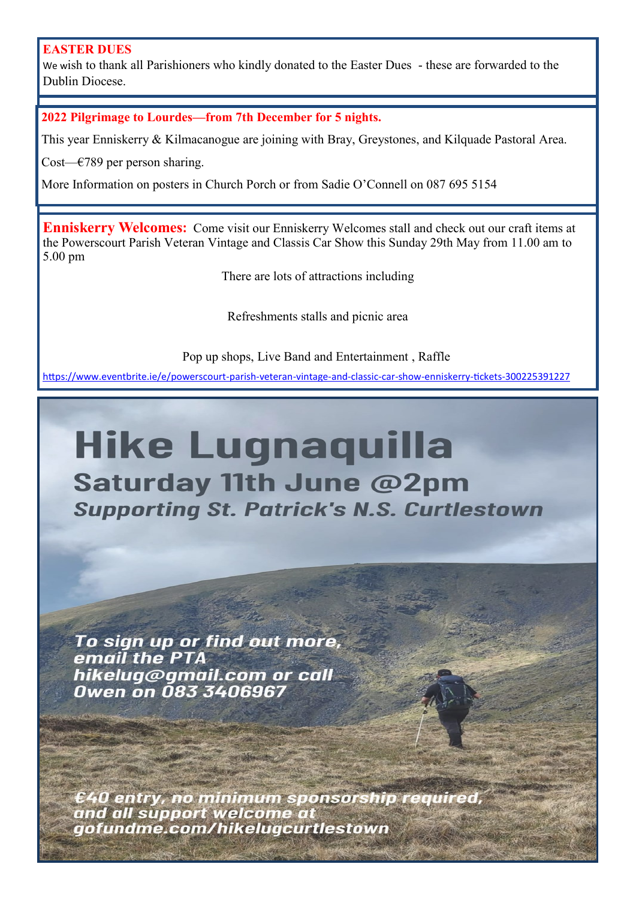**EASTER DUES**

We wish to thank all Parishioners who kindly donated to the Easter Dues - these are forwarded to the Dublin Diocese.

**2022 Pilgrimage to Lourdes—from 7th December for 5 nights.**

This year Enniskerry & Kilmacanogue are joining with Bray, Greystones, and Kilquade Pastoral Area.

Cost—€789 per person sharing.

More Information on posters in Church Porch or from Sadie O'Connell on 087 695 5154

**Enniskerry Welcomes:** Come visit our Enniskerry Welcomes stall and check out our craft items at the Powerscourt Parish Veteran Vintage and Classis Car Show this Sunday 29th May from 11.00 am to 5.00 pm

There are lots of attractions including

Refreshments stalls and picnic area

Pop up shops, Live Band and Entertainment , Raffle

https://www.eventbrite.ie/e/powerscourt-parish-veteran-vintage-and-classic-car-show-enniskerry-tickets-300225391227

# Hike Lugnaquilla

## Saturday 11th June @2pm

***Supporting St. Patrick's N.S. Curtlestown***

***To sign up or find out more, email the PTA hikelug@gmail.com or call Owen on 083 3406967***

***€40 entry, no minimum sponsorship required, and all support welcome at gofundme.com/hikelugcurtlestown***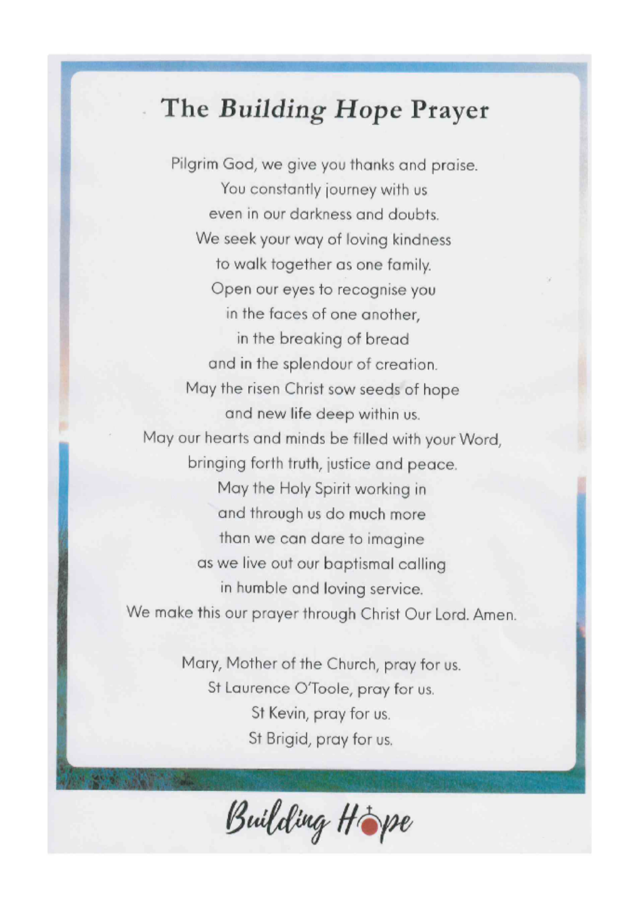# The *Building Hope* Prayer

Pilgrim God, we give you thanks and praise.
You constantly journey with us
even in our darkness and doubts.
We seek your way of loving kindness
to walk together as one family.
Open our eyes to recognise you
in the faces of one another,
in the breaking of bread
and in the splendour of creation.
May the risen Christ sow seeds of hope
and new life deep within us.
May our hearts and minds be filled with your Word,
bringing forth truth, justice and peace.
May the Holy Spirit working in
and through us do much more
than we can dare to imagine
as we live out our baptismal calling
in humble and loving service.
We make this our prayer through Christ Our Lord. Amen.

Mary, Mother of the Church, pray for us.
St Laurence O'Toole, pray for us.
St Kevin, pray for us.
St Brigid, pray for us.

Building Hope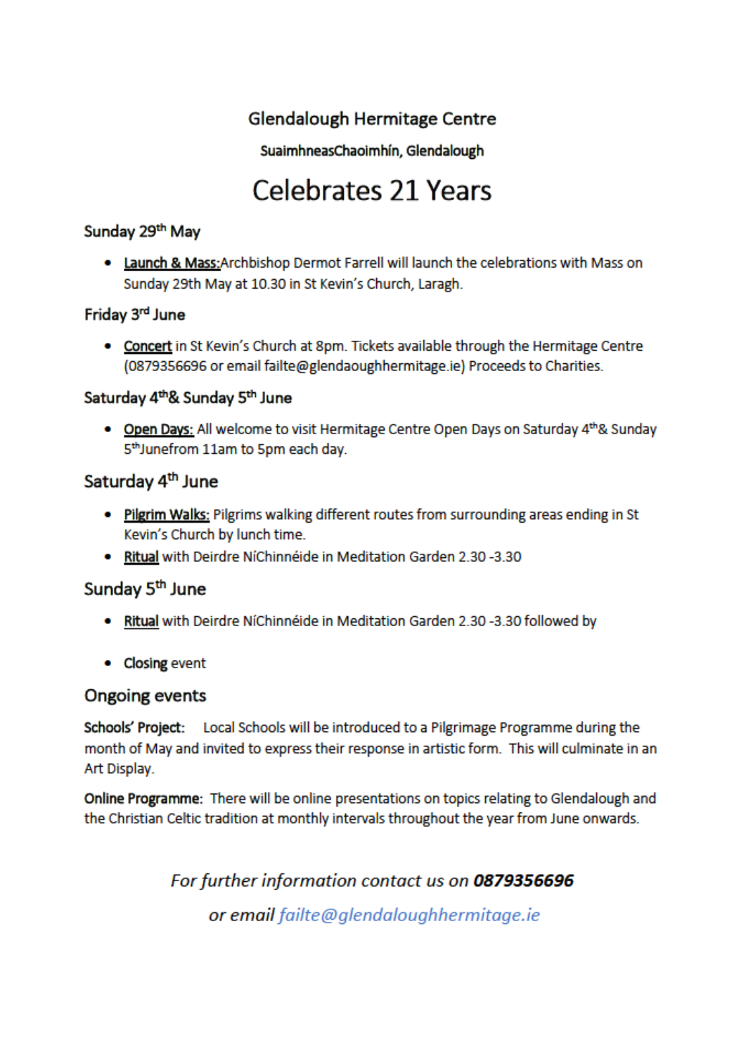# Glendalough Hermitage Centre

## SuaimhneasChaoimhín, Glendalough

# Celebrates 21 Years

### Sunday 29th May

- **Launch & Mass:**Archbishop Dermot Farrell will launch the celebrations with Mass on Sunday 29th May at 10.30 in St Kevin's Church, Laragh.

### Friday 3rd June

- **Concert** in St Kevin's Church at 8pm. Tickets available through the Hermitage Centre (0879356696 or email failte@glendaoughhermitage.ie) Proceeds to Charities.

### Saturday 4th& Sunday 5th June

- **Open Days:** All welcome to visit Hermitage Centre Open Days on Saturday 4th& Sunday 5thJunefrom 11am to 5pm each day.

### Saturday 4th June

- **Pilgrim Walks:** Pilgrims walking different routes from surrounding areas ending in St Kevin's Church by lunch time.
- **Ritual** with Deirdre NíChinnéide in Meditation Garden 2.30 -3.30

### Sunday 5th June

- **Ritual** with Deirdre NíChinnéide in Meditation Garden 2.30 -3.30 followed by

- **Closing** event

### Ongoing events

**Schools' Project:** Local Schools will be introduced to a Pilgrimage Programme during the month of May and invited to express their response in artistic form. This will culminate in an Art Display.

**Online Programme:** There will be online presentations on topics relating to Glendalough and the Christian Celtic tradition at monthly intervals throughout the year from June onwards.

*For further information contact us on* ***0879356696***

*or email failte@glendaloughhermitage.ie*